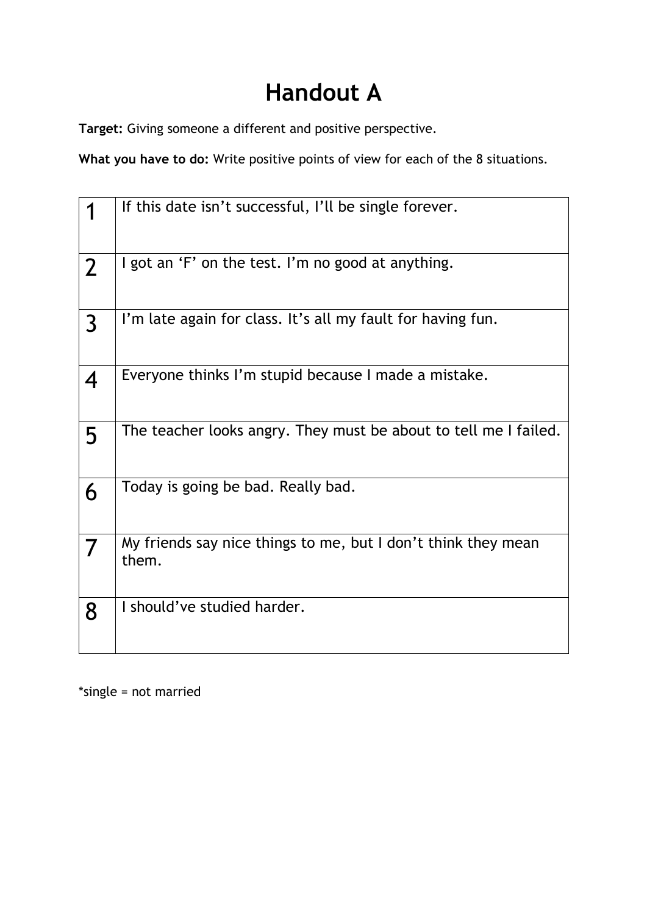# Handout A

**Target:** Giving someone a different and positive perspective.

**What you have to do:** Write positive points of view for each of the 8 situations.

| | |
|---|---|
| 1 | If this date isn't successful, I'll be single forever. |
| 2 | I got an 'F' on the test. I'm no good at anything. |
| 3 | I'm late again for class. It's all my fault for having fun. |
| 4 | Everyone thinks I'm stupid because I made a mistake. |
| 5 | The teacher looks angry. They must be about to tell me I failed. |
| 6 | Today is going be bad. Really bad. |
| 7 | My friends say nice things to me, but I don't think they mean them. |
| 8 | I should've studied harder. |

*single = not married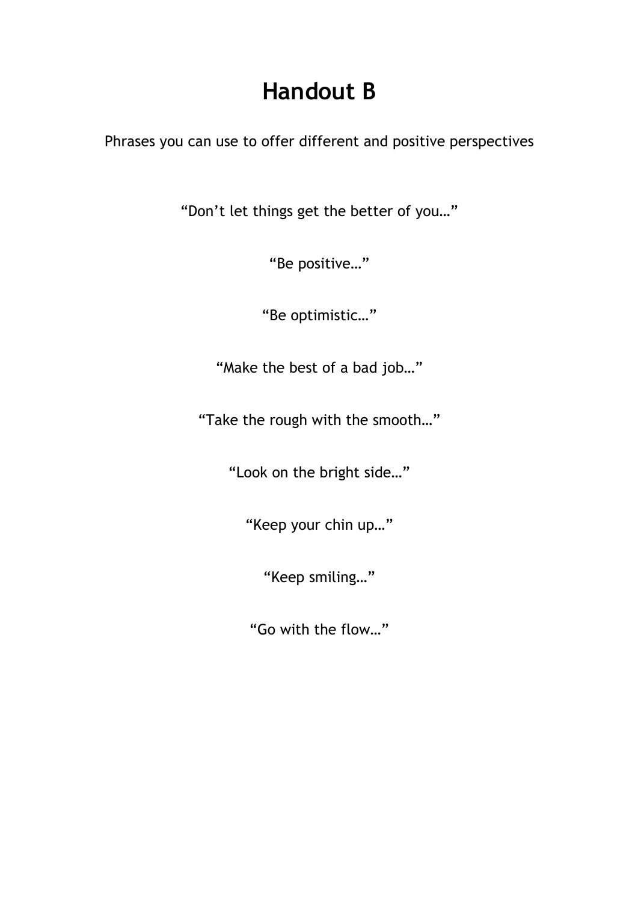# Handout B

Phrases you can use to offer different and positive perspectives

“Don’t let things get the better of you…”

“Be positive…”

“Be optimistic…”

“Make the best of a bad job…”

“Take the rough with the smooth…”

“Look on the bright side…”

“Keep your chin up…”

“Keep smiling…”

“Go with the flow…”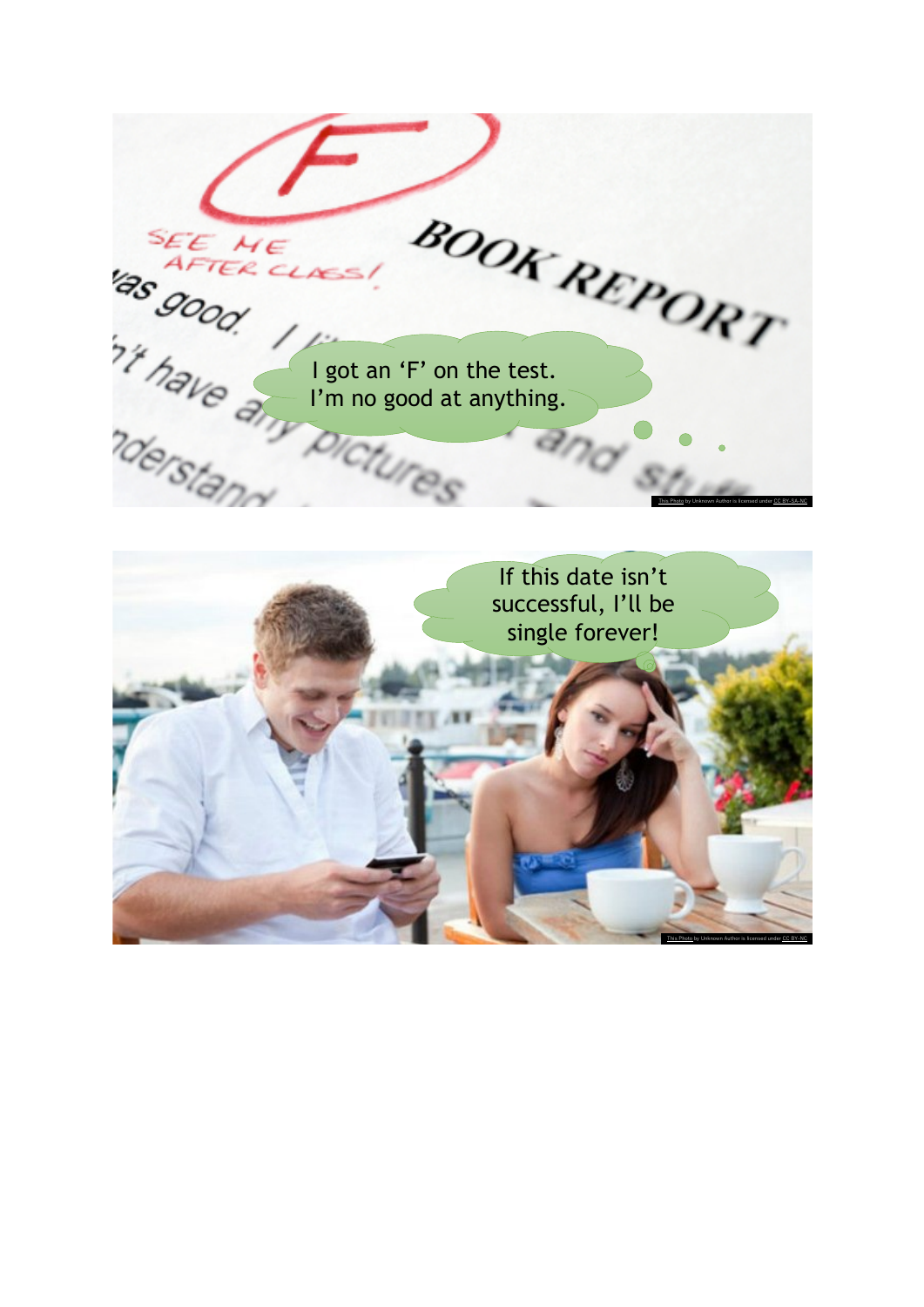I got an 'F' on the test.
I'm no good at anything.

If this date isn't successful, I'll be single forever!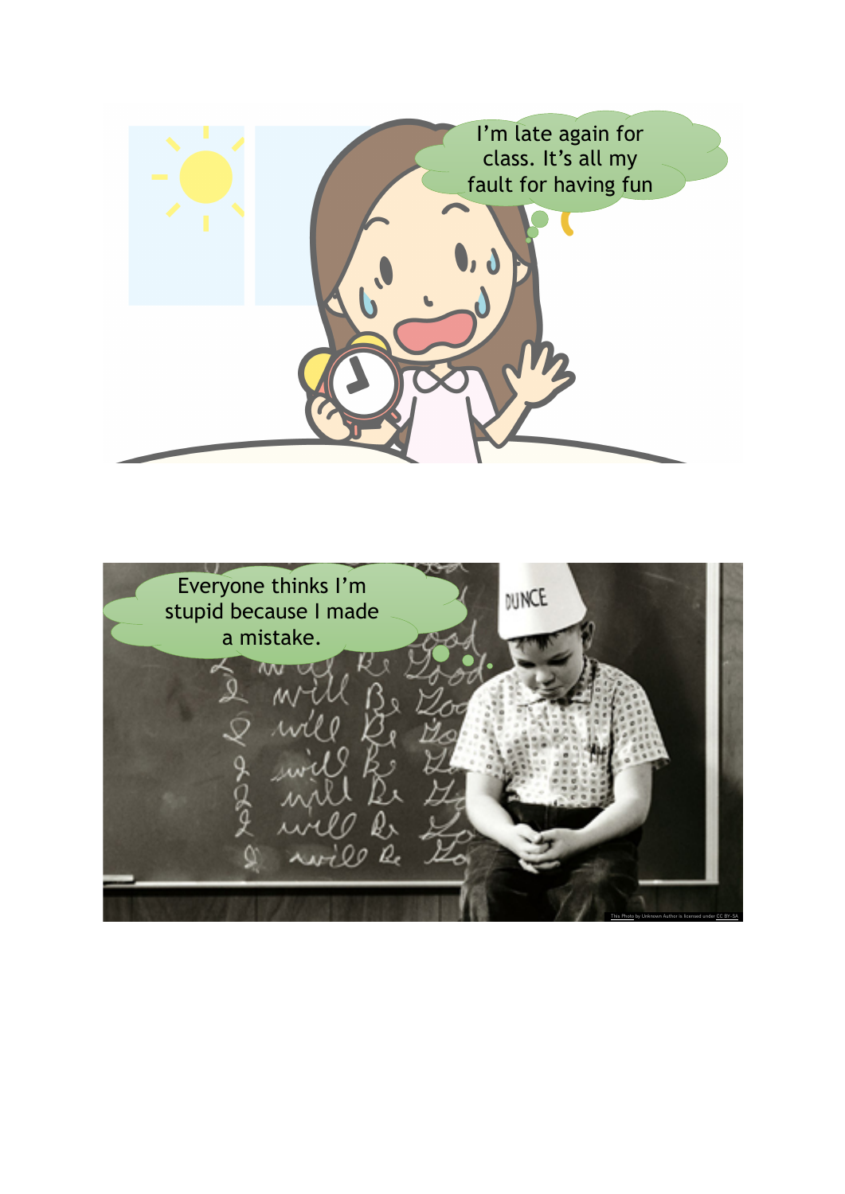I’m late again for class. It’s all my fault for having fun

Everyone thinks I’m stupid because I made a mistake.

This Photo by Unknown Author is licensed under CC BY-SA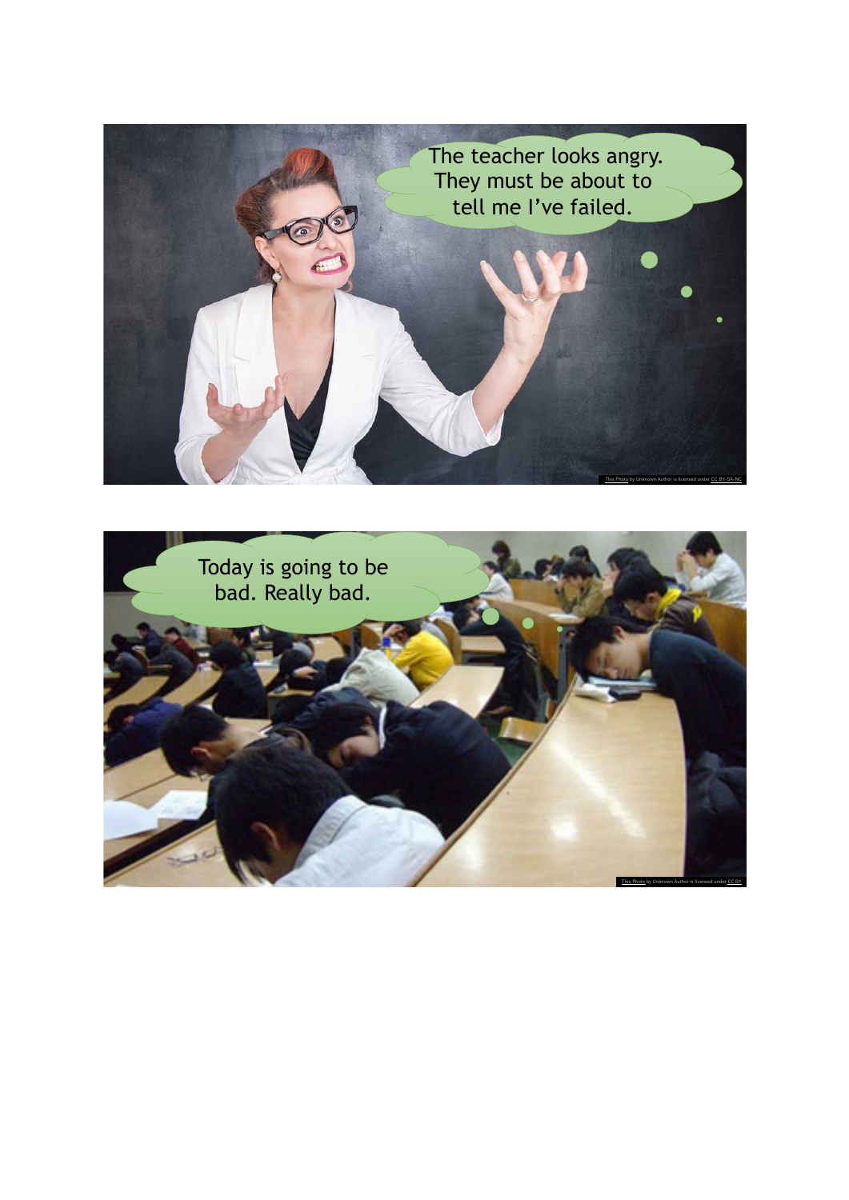The teacher looks angry. They must be about to tell me I've failed.

This Photo by Unknown Author is licensed under CC BY-SA-NC

Today is going to be bad. Really bad.

This Photo by Unknown Author is licensed under CC BY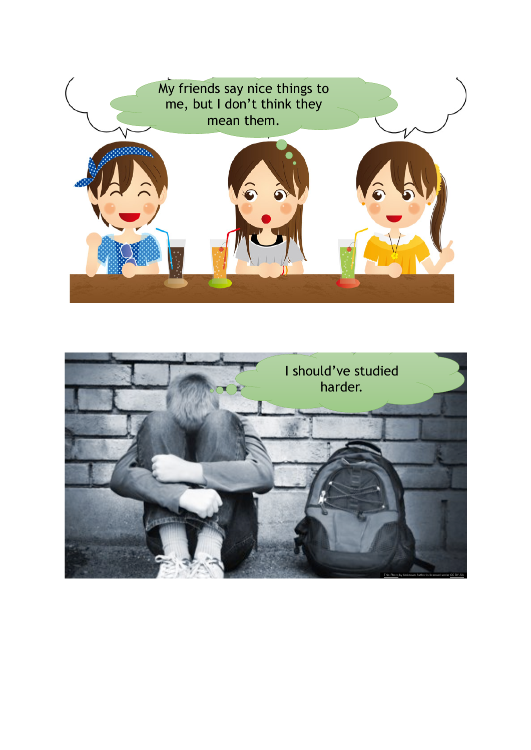My friends say nice things to me, but I don't think they mean them.

I should've studied harder.